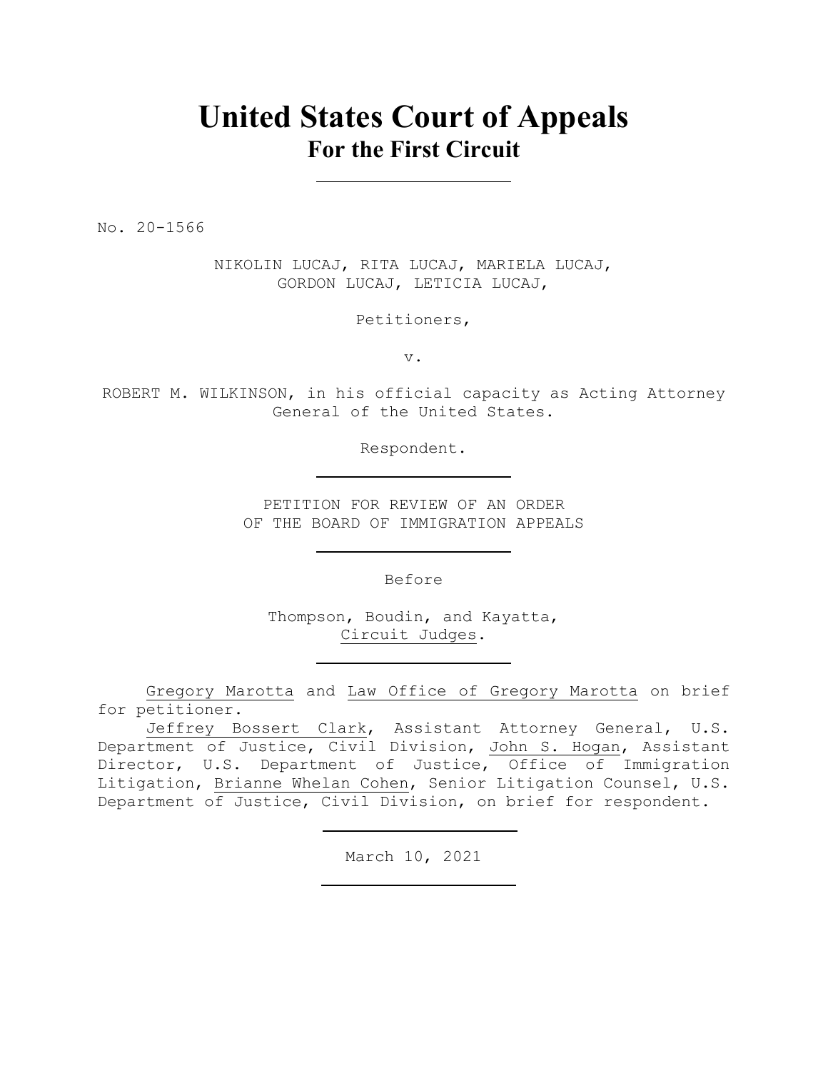# United States Court of Appeals
## For the First Circuit

---

No. 20-1566

NIKOLIN LUCAJ, RITA LUCAJ, MARIELA LUCAJ,
GORDON LUCAJ, LETICIA LUCAJ,

Petitioners,

v.

ROBERT M. WILKINSON, in his official capacity as Acting Attorney General of the United States.

Respondent.

---

PETITION FOR REVIEW OF AN ORDER
OF THE BOARD OF IMMIGRATION APPEALS

---

Before

Thompson, Boudin, and Kayatta,
Circuit Judges.

---

Gregory Marotta and Law Office of Gregory Marotta on brief for petitioner.

Jeffrey Bossert Clark, Assistant Attorney General, U.S. Department of Justice, Civil Division, John S. Hogan, Assistant Director, U.S. Department of Justice, Office of Immigration Litigation, Brianne Whelan Cohen, Senior Litigation Counsel, U.S. Department of Justice, Civil Division, on brief for respondent.

---

March 10, 2021

---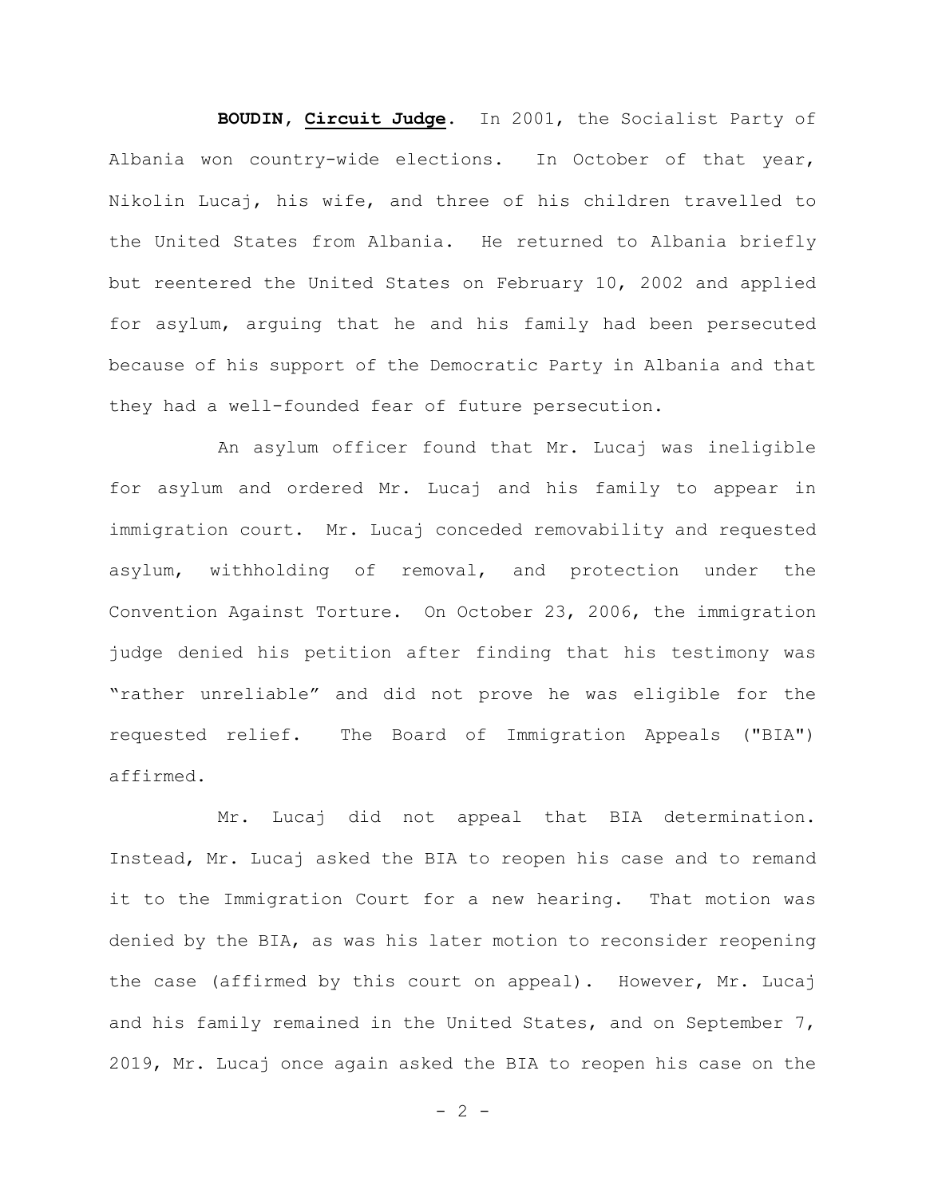**BOUDIN, Circuit Judge.** In 2001, the Socialist Party of Albania won country-wide elections. In October of that year, Nikolin Lucaj, his wife, and three of his children travelled to the United States from Albania. He returned to Albania briefly but reentered the United States on February 10, 2002 and applied for asylum, arguing that he and his family had been persecuted because of his support of the Democratic Party in Albania and that they had a well-founded fear of future persecution.

An asylum officer found that Mr. Lucaj was ineligible for asylum and ordered Mr. Lucaj and his family to appear in immigration court. Mr. Lucaj conceded removability and requested asylum, withholding of removal, and protection under the Convention Against Torture. On October 23, 2006, the immigration judge denied his petition after finding that his testimony was "rather unreliable" and did not prove he was eligible for the requested relief. The Board of Immigration Appeals ("BIA") affirmed.

Mr. Lucaj did not appeal that BIA determination. Instead, Mr. Lucaj asked the BIA to reopen his case and to remand it to the Immigration Court for a new hearing. That motion was denied by the BIA, as was his later motion to reconsider reopening the case (affirmed by this court on appeal). However, Mr. Lucaj and his family remained in the United States, and on September 7, 2019, Mr. Lucaj once again asked the BIA to reopen his case on the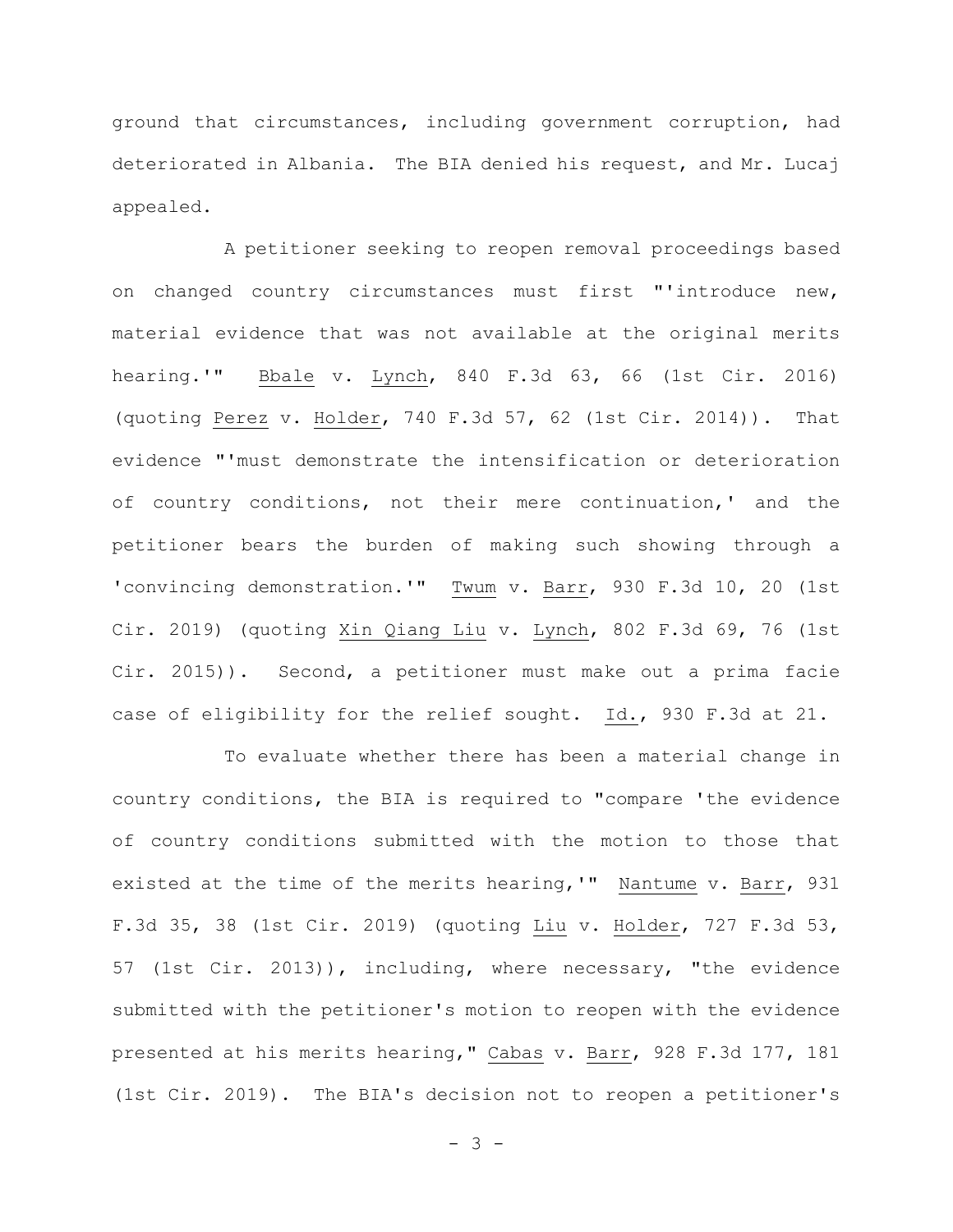ground that circumstances, including government corruption, had deteriorated in Albania. The BIA denied his request, and Mr. Lucaj appealed.

A petitioner seeking to reopen removal proceedings based on changed country circumstances must first "'introduce new, material evidence that was not available at the original merits hearing.'" Bbale v. Lynch, 840 F.3d 63, 66 (1st Cir. 2016) (quoting Perez v. Holder, 740 F.3d 57, 62 (1st Cir. 2014)). That evidence "'must demonstrate the intensification or deterioration of country conditions, not their mere continuation,' and the petitioner bears the burden of making such showing through a 'convincing demonstration.'" Twum v. Barr, 930 F.3d 10, 20 (1st Cir. 2019) (quoting Xin Qiang Liu v. Lynch, 802 F.3d 69, 76 (1st Cir. 2015)). Second, a petitioner must make out a prima facie case of eligibility for the relief sought. Id., 930 F.3d at 21.

To evaluate whether there has been a material change in country conditions, the BIA is required to "compare 'the evidence of country conditions submitted with the motion to those that existed at the time of the merits hearing,'" Nantume v. Barr, 931 F.3d 35, 38 (1st Cir. 2019) (quoting Liu v. Holder, 727 F.3d 53, 57 (1st Cir. 2013)), including, where necessary, "the evidence submitted with the petitioner's motion to reopen with the evidence presented at his merits hearing," Cabas v. Barr, 928 F.3d 177, 181 (1st Cir. 2019). The BIA's decision not to reopen a petitioner's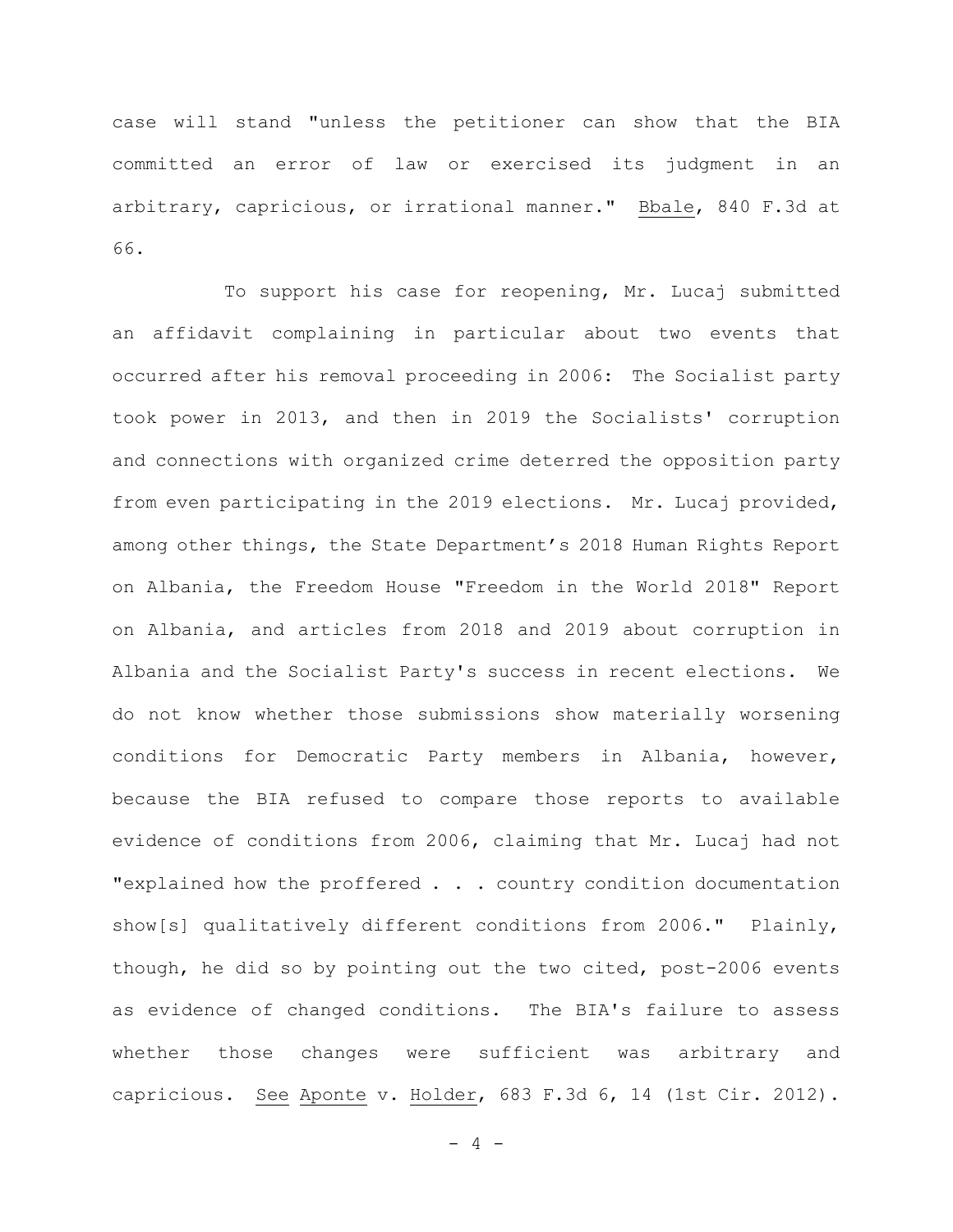case will stand "unless the petitioner can show that the BIA committed an error of law or exercised its judgment in an arbitrary, capricious, or irrational manner." Bbale, 840 F.3d at 66.

To support his case for reopening, Mr. Lucaj submitted an affidavit complaining in particular about two events that occurred after his removal proceeding in 2006: The Socialist party took power in 2013, and then in 2019 the Socialists' corruption and connections with organized crime deterred the opposition party from even participating in the 2019 elections. Mr. Lucaj provided, among other things, the State Department's 2018 Human Rights Report on Albania, the Freedom House "Freedom in the World 2018" Report on Albania, and articles from 2018 and 2019 about corruption in Albania and the Socialist Party's success in recent elections. We do not know whether those submissions show materially worsening conditions for Democratic Party members in Albania, however, because the BIA refused to compare those reports to available evidence of conditions from 2006, claiming that Mr. Lucaj had not "explained how the proffered . . . country condition documentation show[s] qualitatively different conditions from 2006." Plainly, though, he did so by pointing out the two cited, post-2006 events as evidence of changed conditions. The BIA's failure to assess whether those changes were sufficient was arbitrary and capricious. See Aponte v. Holder, 683 F.3d 6, 14 (1st Cir. 2012).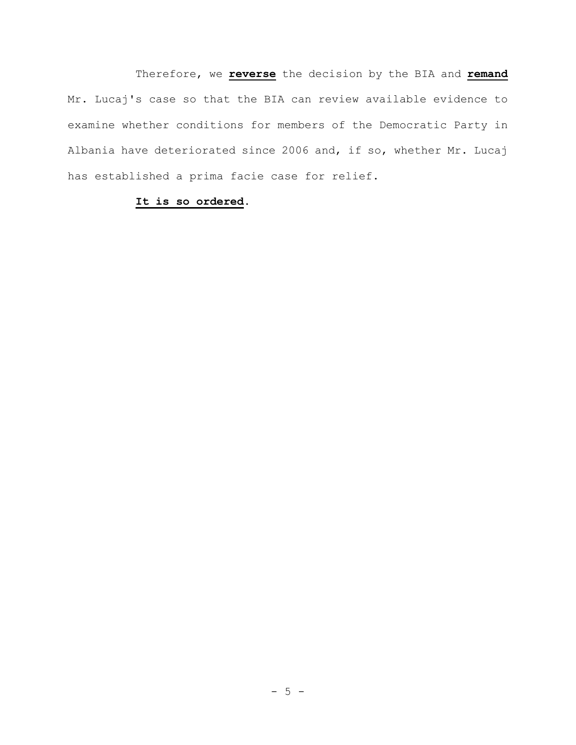Therefore, we **reverse** the decision by the BIA and **remand** Mr. Lucaj's case so that the BIA can review available evidence to examine whether conditions for members of the Democratic Party in Albania have deteriorated since 2006 and, if so, whether Mr. Lucaj has established a prima facie case for relief.

**It is so ordered**.